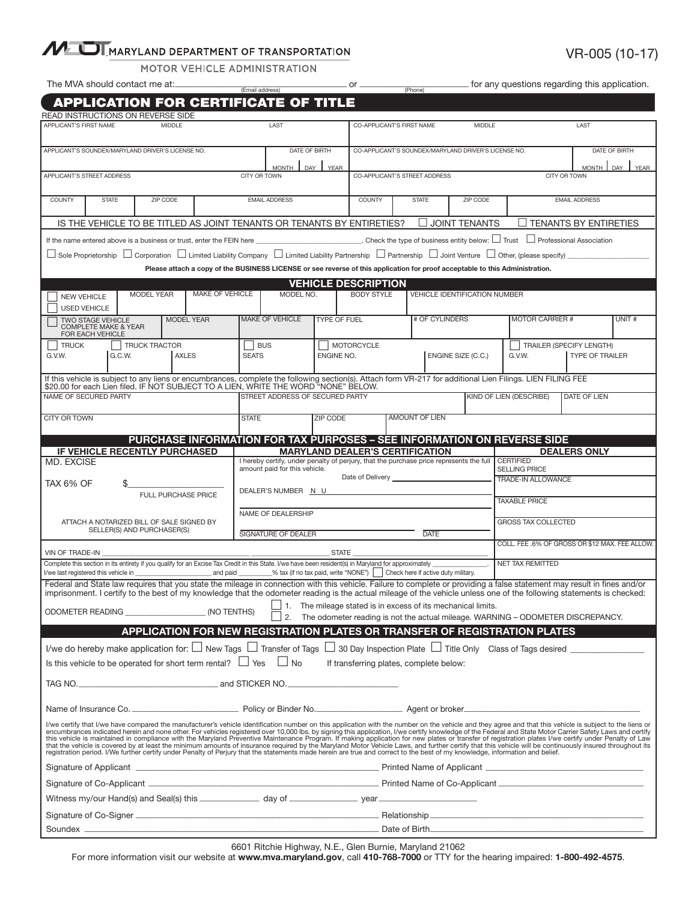MARYLAND DEPARTMENT OF TRANSPORTATION
MOTOR VEHICLE ADMINISTRATION

VR-005 (10-17)

The MVA should contact me at: ______________________ (Email address) or ______________ (Phone) for any questions regarding this application.

# APPLICATION FOR CERTIFICATE OF TITLE

READ INSTRUCTIONS ON REVERSE SIDE

| APPLICANT'S FIRST NAME | MIDDLE | LAST | CO-APPLICANT'S FIRST NAME | MIDDLE | LAST |
|---|---|---|---|---|---|
| | | | | | |

| APPLICANT'S SOUNDEX/MARYLAND DRIVER'S LICENSE NO. | DATE OF BIRTH (MONTH / DAY / YEAR) | CO-APPLICANT'S SOUNDEX/MARYLAND DRIVER'S LICENSE NO. | DATE OF BIRTH (MONTH / DAY / YEAR) |
|---|---|---|---|
| | | | |

| APPLICANT'S STREET ADDRESS | CITY OR TOWN | CO-APPLICANT'S STREET ADDRESS | CITY OR TOWN |
|---|---|---|---|
| | | | |

| COUNTY | STATE | ZIP CODE | EMAIL ADDRESS | COUNTY | STATE | ZIP CODE | EMAIL ADDRESS |
|---|---|---|---|---|---|---|---|
| | | | | | | | |

IS THE VEHICLE TO BE TITLED AS JOINT TENANTS OR TENANTS BY ENTIRETIES? ☐ JOINT TENANTS ☐ TENANTS BY ENTIRETIES

If the name entered above is a business or trust, enter the FEIN here ______________. Check the type of business entity below: ☐ Trust ☐ Professional Association

☐ Sole Proprietorship ☐ Corporation ☐ Limited Liability Company ☐ Limited Liability Partnership ☐ Partnership ☐ Joint Venture ☐ Other, (please specify) ______________

**Please attach a copy of the BUSINESS LICENSE or see reverse of this application for proof acceptable to this Administration.**

## VEHICLE DESCRIPTION

| ☐ NEW VEHICLE ☐ USED VEHICLE | MODEL YEAR | MAKE OF VEHICLE | MODEL NO. | BODY STYLE | VEHICLE IDENTIFICATION NUMBER |
|---|---|---|---|---|---|
| | | | | | |

| ☐ TWO STAGE VEHICLE COMPLETE MAKE & YEAR FOR EACH VEHICLE | MODEL YEAR | MAKE OF VEHICLE | TYPE OF FUEL | # OF CYLINDERS | MOTOR CARRIER # | UNIT # |
|---|---|---|---|---|---|---|
| | | | | | | |

| ☐ TRUCK G.V.W. | G.C.W. | ☐ TRUCK TRACTOR AXLES | ☐ BUS SEATS | ☐ MOTORCYCLE ENGINE NO. | ENGINE SIZE (C.C.) | ☐ TRAILER (SPECIFY LENGTH) G.V.W. | TYPE OF TRAILER |
|---|---|---|---|---|---|---|---|
| | | | | | | | |

If this vehicle is subject to any liens or encumbrances, complete the following section(s). Attach form VR-217 for additional Lien Filings. LIEN FILING FEE $20.00 for each Lien filed. IF NOT SUBJECT TO A LIEN, WRITE THE WORD "NONE" BELOW.

| NAME OF SECURED PARTY | STREET ADDRESS OF SECURED PARTY | KIND OF LIEN (DESCRIBE) | DATE OF LIEN |
|---|---|---|---|
| | | | |

| CITY OR TOWN | STATE | ZIP CODE | AMOUNT OF LIEN |
|---|---|---|---|
| | | | |

## PURCHASE INFORMATION FOR TAX PURPOSES – SEE INFORMATION ON REVERSE SIDE

| IF VEHICLE RECENTLY PURCHASED | MARYLAND DEALER'S CERTIFICATION | DEALERS ONLY |
|---|---|---|
| MD. EXCISE TAX 6% OF $__________ FULL PURCHASE PRICE | I hereby certify, under penalty of perjury, that the purchase price represents the full amount paid for this vehicle. Date of Delivery __________ | CERTIFIED SELLING PRICE |
| | DEALER'S NUMBER N U __________ | TRADE-IN ALLOWANCE |
| | | TAXABLE PRICE |
| ATTACH A NOTARIZED BILL OF SALE SIGNED BY SELLER(S) AND PURCHASER(S) | NAME OF DEALERSHIP | GROSS TAX COLLECTED |
| | SIGNATURE OF DEALER / DATE | COLL. FEE .6% OF GROSS OR $12 MAX. FEE ALLOW. |
| VIN OF TRADE-IN __________ | STATE __________ | NET TAX REMITTED |

Complete this section in its entirety if you qualify for an Excise Tax Credit in this State. I/we have been resident(s) in Maryland for approximately __________. I/we last registered this vehicle in __________ and paid __________% tax (if no tax paid, write "NONE") ☐ Check here if active duty military.

Federal and State law requires that you state the mileage in connection with this vehicle. Failure to complete or providing a false statement may result in fines and/or imprisonment. I certify to the best of my knowledge that the odometer reading is the actual mileage of the vehicle unless one of the following statements is checked:

ODOMETER READING __________ (NO TENTHS)

☐ 1. The mileage stated is in excess of its mechanical limits.
☐ 2. The odometer reading is not the actual mileage. WARNING – ODOMETER DISCREPANCY.

## APPLICATION FOR NEW REGISTRATION PLATES OR TRANSFER OF REGISTRATION PLATES

I/we do hereby make application for: ☐ New Tags ☐ Transfer of Tags ☐ 30 Day Inspection Plate ☐ Title Only Class of Tags desired __________

Is this vehicle to be operated for short term rental? ☐ Yes ☐ No If transferring plates, complete below:

TAG NO.__________ and STICKER NO.__________

Name of Insurance Co. __________ Policy or Binder No.__________ Agent or broker__________

I/we certify that I/we have compared the manufacturer's vehicle identification number on this application with the number on the vehicle and they agree and that this vehicle is subject to the liens or encumbrances indicated herein and none other. For vehicles registered over 10,000 lbs. by signing this application, I/we certify knowledge of the Federal and State Motor Carrier Safety Laws and certify this vehicle is maintained in compliance with the Maryland Preventive Maintenance Program. If making application for new plates or transfer of registration plates I/we certify under Penalty of Law that the vehicle is covered by at least the minimum amounts of insurance required by the Maryland Motor Vehicle Laws, and further certify that this vehicle will be continuously insured throughout its registration period. I/We further certify under Penalty of Perjury that the statements made herein are true and correct to the best of my knowledge, information and belief.

Signature of Applicant __________ Printed Name of Applicant __________

Signature of Co-Applicant __________ Printed Name of Co-Applicant __________

Witness my/our Hand(s) and Seal(s) this __________ day of __________ year __________

Signature of Co-Signer __________ Relationship __________

Soundex __________ Date of Birth __________

6601 Ritchie Highway, N.E., Glen Burnie, Maryland 21062

For more information visit our website at **www.mva.maryland.gov**, call **410-768-7000** or TTY for the hearing impaired: **1-800-492-4575**.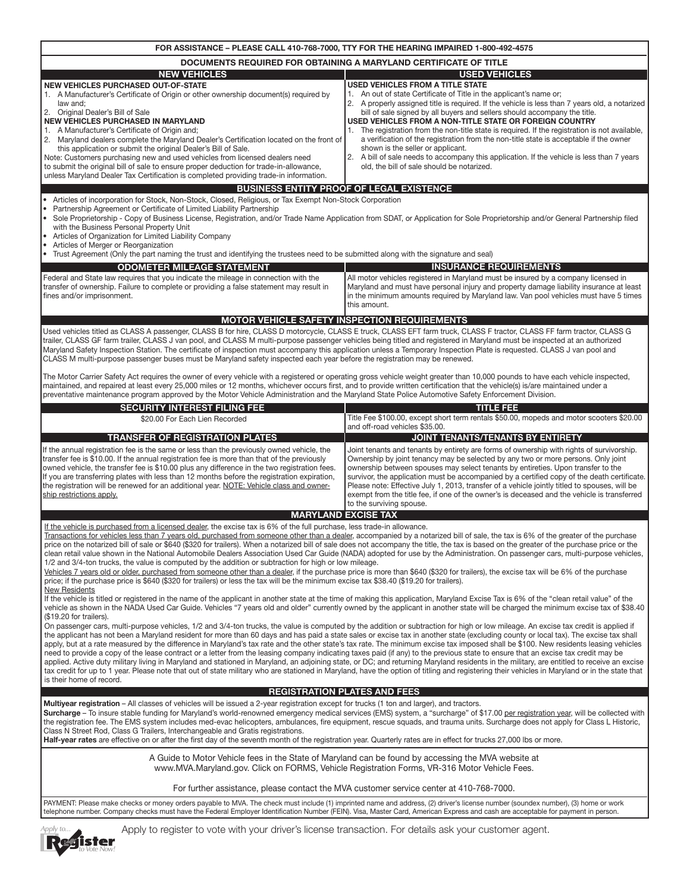**FOR ASSISTANCE – PLEASE CALL 410-768-7000, TTY FOR THE HEARING IMPAIRED 1-800-492-4575**

## DOCUMENTS REQUIRED FOR OBTAINING A MARYLAND CERTIFICATE OF TITLE

### NEW VEHICLES

**NEW VEHICLES PURCHASED OUT-OF-STATE**

1. A Manufacturer's Certificate of Origin or other ownership document(s) required by law and;
2. Original Dealer's Bill of Sale

**NEW VEHICLES PURCHASED IN MARYLAND**

1. A Manufacturer's Certificate of Origin and;
2. Maryland dealers complete the Maryland Dealer's Certification located on the front of this application or submit the original Dealer's Bill of Sale.

Note: Customers purchasing new and used vehicles from licensed dealers need to submit the original bill of sale to ensure proper deduction for trade-in-allowance, unless Maryland Dealer Tax Certification is completed providing trade-in information.

### USED VEHICLES

**USED VEHICLES FROM A TITLE STATE**

1. An out of state Certificate of Title in the applicant's name or;
2. A properly assigned title is required. If the vehicle is less than 7 years old, a notarized bill of sale signed by all buyers and sellers should accompany the title.

**USED VEHICLES FROM A NON-TITLE STATE OR FOREIGN COUNTRY**

1. The registration from the non-title state is required. If the registration is not available, a verification of the registration from the non-title state is acceptable if the owner shown is the seller or applicant.
2. A bill of sale needs to accompany this application. If the vehicle is less than 7 years old, the bill of sale should be notarized.

## BUSINESS ENTITY PROOF OF LEGAL EXISTENCE

- Articles of incorporation for Stock, Non-Stock, Closed, Religious, or Tax Exempt Non-Stock Corporation
- Partnership Agreement or Certificate of Limited Liability Partnership
- Sole Proprietorship - Copy of Business License, Registration, and/or Trade Name Application from SDAT, or Application for Sole Proprietorship and/or General Partnership filed with the Business Personal Property Unit
- Articles of Organization for Limited Liability Company
- Articles of Merger or Reorganization
- Trust Agreement (Only the part naming the trust and identifying the trustees need to be submitted along with the signature and seal)

## ODOMETER MILEAGE STATEMENT

Federal and State law requires that you indicate the mileage in connection with the transfer of ownership. Failure to complete or providing a false statement may result in fines and/or imprisonment.

## INSURANCE REQUIREMENTS

All motor vehicles registered in Maryland must be insured by a company licensed in Maryland and must have personal injury and property damage liability insurance at least in the minimum amounts required by Maryland law. Van pool vehicles must have 5 times this amount.

## MOTOR VEHICLE SAFETY INSPECTION REQUIREMENTS

Used vehicles titled as CLASS A passenger, CLASS B for hire, CLASS D motorcycle, CLASS E truck, CLASS EFT farm truck, CLASS F tractor, CLASS FF farm tractor, CLASS G trailer, CLASS GF farm trailer, CLASS J van pool, and CLASS M multi-purpose passenger vehicles being titled and registered in Maryland must be inspected at an authorized Maryland Safety Inspection Station. The certificate of inspection must accompany this application unless a Temporary Inspection Plate is requested. CLASS J van pool and CLASS M multi-purpose passenger buses must be Maryland safety inspected each year before the registration may be renewed.

The Motor Carrier Safety Act requires the owner of every vehicle with a registered or operating gross vehicle weight greater than 10,000 pounds to have each vehicle inspected, maintained, and repaired at least every 25,000 miles or 12 months, whichever occurs first, and to provide written certification that the vehicle(s) is/are maintained under a preventative maintenance program approved by the Motor Vehicle Administration and the Maryland State Police Automotive Safety Enforcement Division.

## SECURITY INTEREST FILING FEE

$20.00 For Each Lien Recorded

## TITLE FEE

Title Fee $100.00, except short term rentals $50.00, mopeds and motor scooters $20.00 and off-road vehicles $35.00.

## TRANSFER OF REGISTRATION PLATES

If the annual registration fee is the same or less than the previously owned vehicle, the transfer fee is $10.00. If the annual registration fee is more than that of the previously owned vehicle, the transfer fee is $10.00 plus any difference in the two registration fees. If you are transferring plates with less than 12 months before the registration expiration, the registration will be renewed for an additional year. NOTE: Vehicle class and ownership restrictions apply.

## JOINT TENANTS/TENANTS BY ENTIRETY

Joint tenants and tenants by entirety are forms of ownership with rights of survivorship. Ownership by joint tenancy may be selected by any two or more persons. Only joint ownership between spouses may select tenants by entireties. Upon transfer to the survivor, the application must be accompanied by a certified copy of the death certificate. Please note: Effective July 1, 2013, transfer of a vehicle jointly titled to spouses, will be exempt from the title fee, if one of the owner's is deceased and the vehicle is transferred to the surviving spouse.

## MARYLAND EXCISE TAX

If the vehicle is purchased from a licensed dealer, the excise tax is 6% of the full purchase, less trade-in allowance.

Transactions for vehicles less than 7 years old, purchased from someone other than a dealer, accompanied by a notarized bill of sale, the tax is 6% of the greater of the purchase price on the notarized bill of sale or $640 ($320 for trailers). When a notarized bill of sale does not accompany the title, the tax is based on the greater of the purchase price or the clean retail value shown in the National Automobile Dealers Association Used Car Guide (NADA) adopted for use by the Administration. On passenger cars, multi-purpose vehicles, 1/2 and 3/4-ton trucks, the value is computed by the addition or subtraction for high or low mileage.

Vehicles 7 years old or older, purchased from someone other than a dealer, if the purchase price is more than $640 ($320 for trailers), the excise tax will be 6% of the purchase price; if the purchase price is $640 ($320 for trailers) or less the tax will be the minimum excise tax $38.40 ($19.20 for trailers).

New Residents

If the vehicle is titled or registered in the name of the applicant in another state at the time of making this application, Maryland Excise Tax is 6% of the "clean retail value" of the vehicle as shown in the NADA Used Car Guide. Vehicles "7 years old and older" currently owned by the applicant in another state will be charged the minimum excise tax of $38.40 ($19.20 for trailers).

On passenger cars, multi-purpose vehicles, 1/2 and 3/4-ton trucks, the value is computed by the addition or subtraction for high or low mileage. An excise tax credit is applied if the applicant has not been a Maryland resident for more than 60 days and has paid a state sales or excise tax in another state (excluding county or local tax). The excise tax shall apply, but at a rate measured by the difference in Maryland's tax rate and the other state's tax rate. The minimum excise tax imposed shall be $100. New residents leasing vehicles need to provide a copy of the lease contract or a letter from the leasing company indicating taxes paid (if any) to the previous state to ensure that an excise tax credit may be applied. Active duty military living in Maryland and stationed in Maryland, an adjoining state, or DC; and returning Maryland residents in the military, are entitled to receive an excise tax credit for up to 1 year. Please note that out of state military who are stationed in Maryland, have the option of titling and registering their vehicles in Maryland or in the state that is their home of record.

## REGISTRATION PLATES AND FEES

**Multiyear registration** – All classes of vehicles will be issued a 2-year registration except for trucks (1 ton and larger), and tractors.

**Surcharge** – To insure stable funding for Maryland's world-renowned emergency medical services (EMS) system, a "surcharge" of $17.00 per registration year, will be collected with the registration fee. The EMS system includes med-evac helicopters, ambulances, fire equipment, rescue squads, and trauma units. Surcharge does not apply for Class L Historic, Class N Street Rod, Class G Trailers, Interchangeable and Gratis registrations.

**Half-year rates** are effective on or after the first day of the seventh month of the registration year. Quarterly rates are in effect for trucks 27,000 lbs or more.

A Guide to Motor Vehicle fees in the State of Maryland can be found by accessing the MVA website at www.MVA.Maryland.gov. Click on FORMS, Vehicle Registration Forms, VR-316 Motor Vehicle Fees.

For further assistance, please contact the MVA customer service center at 410-768-7000.

PAYMENT: Please make checks or money orders payable to MVA. The check must include (1) imprinted name and address, (2) driver's license number (soundex number), (3) home or work telephone number. Company checks must have the Federal Employer Identification Number (FEIN). Visa, Master Card, American Express and cash are acceptable for payment in person.

Apply to... Register to Vote Now!

Apply to register to vote with your driver's license transaction. For details ask your customer agent.